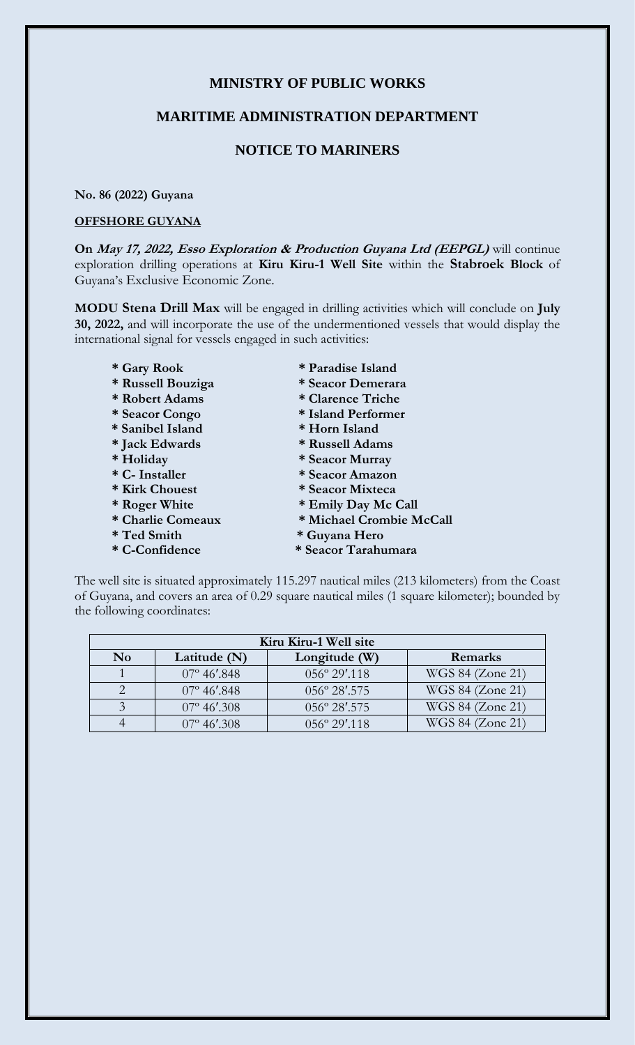## MINISTRY OF PUBLIC WORKS

## MARITIME ADMINISTRATION DEPARTMENT

## NOTICE TO MARINERS

**No. 86 (2022) Guyana**

**OFFSHORE GUYANA**

**On *May 17, 2022, Esso Exploration & Production Guyana Ltd (EEPGL)*** will continue exploration drilling operations at **Kiru Kiru-1 Well Site** within the **Stabroek Block** of Guyana's Exclusive Economic Zone.

**MODU Stena Drill Max** will be engaged in drilling activities which will conclude on **July 30, 2022,** and will incorporate the use of the undermentioned vessels that would display the international signal for vessels engaged in such activities:

- **Gary Rook**
- **Russell Bouziga**
- **Robert Adams**
- **Seacor Congo**
- **Sanibel Island**
- **Jack Edwards**
- **Holiday**
- **C- Installer**
- **Kirk Chouest**
- **Roger White**
- **Charlie Comeaux**
- **Ted Smith**
- **C-Confidence**
- **Paradise Island**
- **Seacor Demerara**
- **Clarence Triche**
- **Island Performer**
- **Horn Island**
- **Russell Adams**
- **Seacor Murray**
- **Seacor Amazon**
- **Seacor Mixteca**
- **Emily Day Mc Call**
- **Michael Crombie McCall**
- **Guyana Hero**
- **Seacor Tarahumara**

The well site is situated approximately 115.297 nautical miles (213 kilometers) from the Coast of Guyana, and covers an area of 0.29 square nautical miles (1 square kilometer); bounded by the following coordinates:

| Kiru Kiru-1 Well site | | | |
|---|---|---|---|
| **No** | **Latitude (N)** | **Longitude (W)** | **Remarks** |
| 1 | 07º 46′.848 | 056º 29′.118 | WGS 84 (Zone 21) |
| 2 | 07º 46′.848 | 056º 28′.575 | WGS 84 (Zone 21) |
| 3 | 07º 46′.308 | 056º 28′.575 | WGS 84 (Zone 21) |
| 4 | 07º 46′.308 | 056º 29′.118 | WGS 84 (Zone 21) |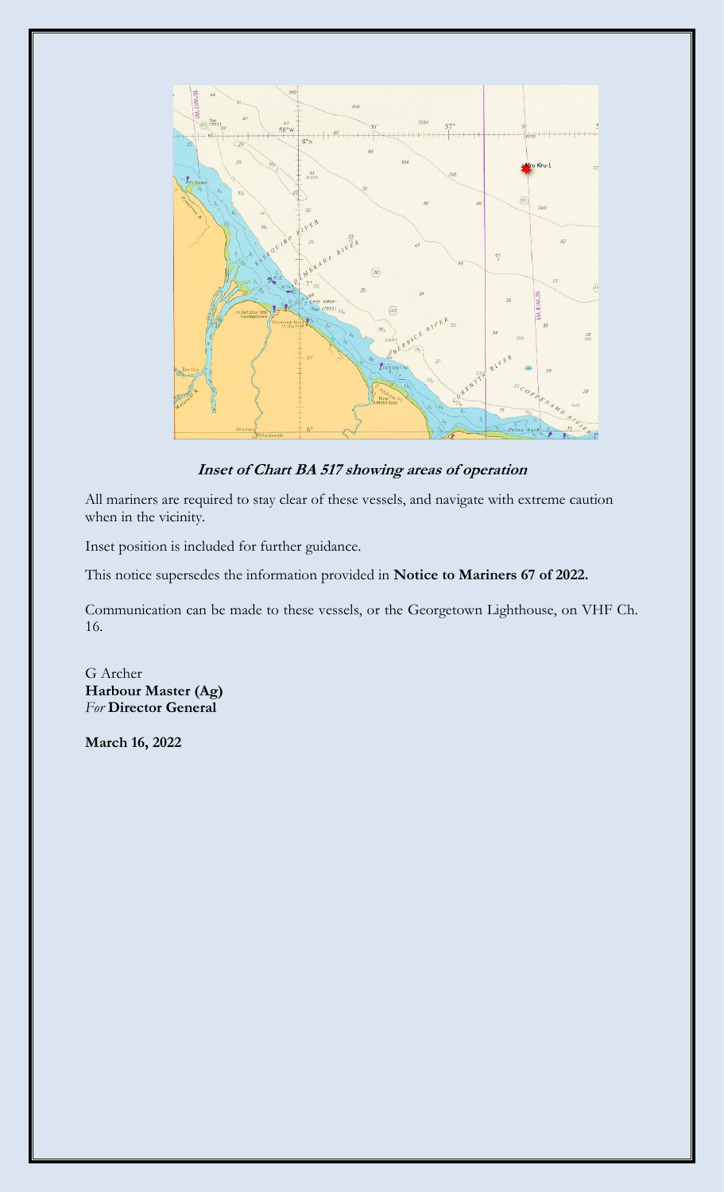***Inset of Chart BA 517 showing areas of operation***

All mariners are required to stay clear of these vessels, and navigate with extreme caution when in the vicinity.

Inset position is included for further guidance.

This notice supersedes the information provided in **Notice to Mariners 67 of 2022.**

Communication can be made to these vessels, or the Georgetown Lighthouse, on VHF Ch. 16.

G Archer
**Harbour Master (Ag)**
*For* **Director General**

**March 16, 2022**